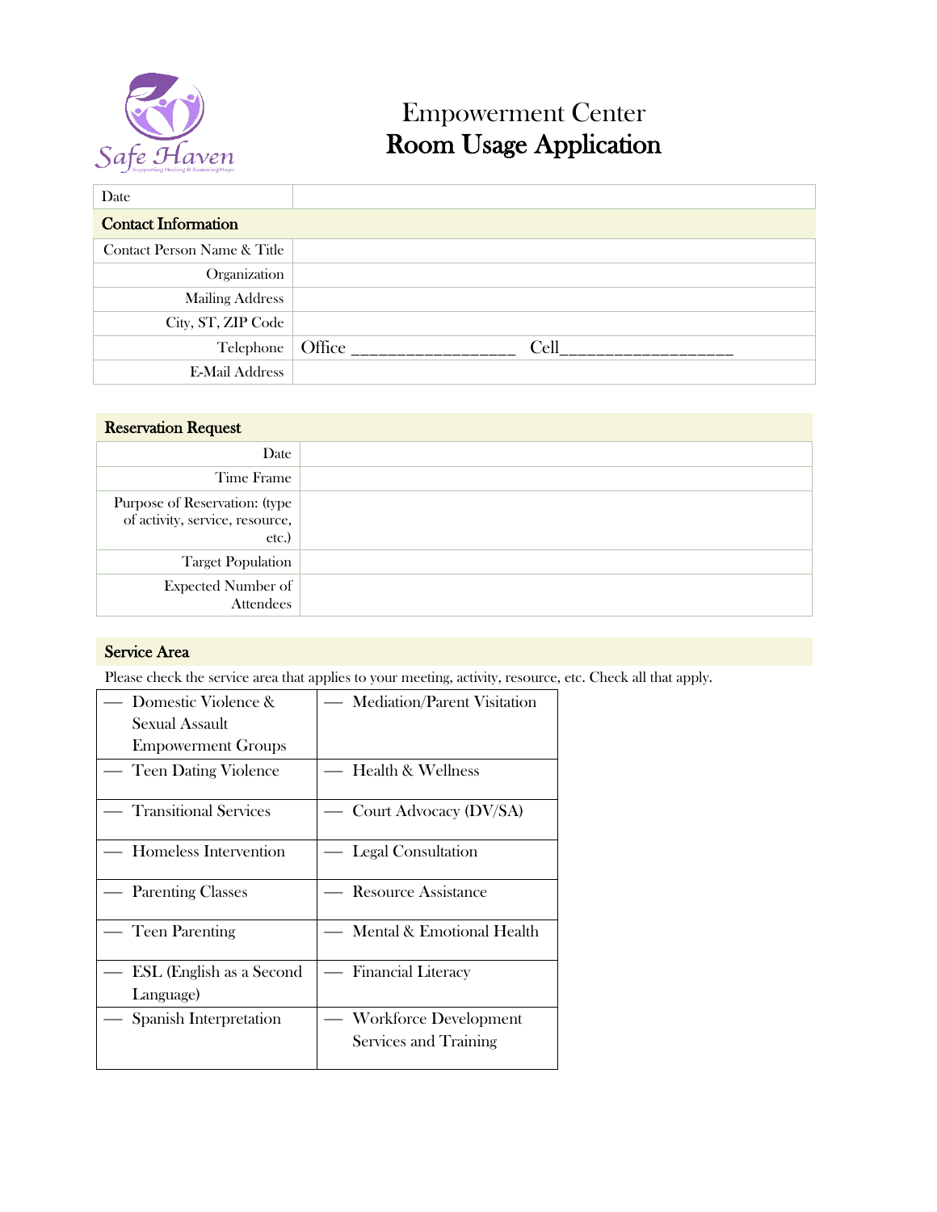Safe Haven
Supporting Healing & Restoring Hope

# Empowerment Center
# Room Usage Application

| Date | |
|---|---|
| **Contact Information** | |
| Contact Person Name & Title | |
| Organization | |
| Mailing Address | |
| City, ST, ZIP Code | |
| Telephone | Office ________________ Cell_________________ |
| E-Mail Address | |

| **Reservation Request** | |
|---|---|
| Date | |
| Time Frame | |
| Purpose of Reservation: (type of activity, service, resource, etc.) | |
| Target Population | |
| Expected Number of Attendees | |

## Service Area

Please check the service area that applies to your meeting, activity, resource, etc. Check all that apply.

| | |
|---|---|
| — Domestic Violence & Sexual Assault Empowerment Groups | — Mediation/Parent Visitation |
| — Teen Dating Violence | — Health & Wellness |
| — Transitional Services | — Court Advocacy (DV/SA) |
| — Homeless Intervention | — Legal Consultation |
| — Parenting Classes | — Resource Assistance |
| — Teen Parenting | — Mental & Emotional Health |
| — ESL (English as a Second Language) | — Financial Literacy |
| — Spanish Interpretation | — Workforce Development Services and Training |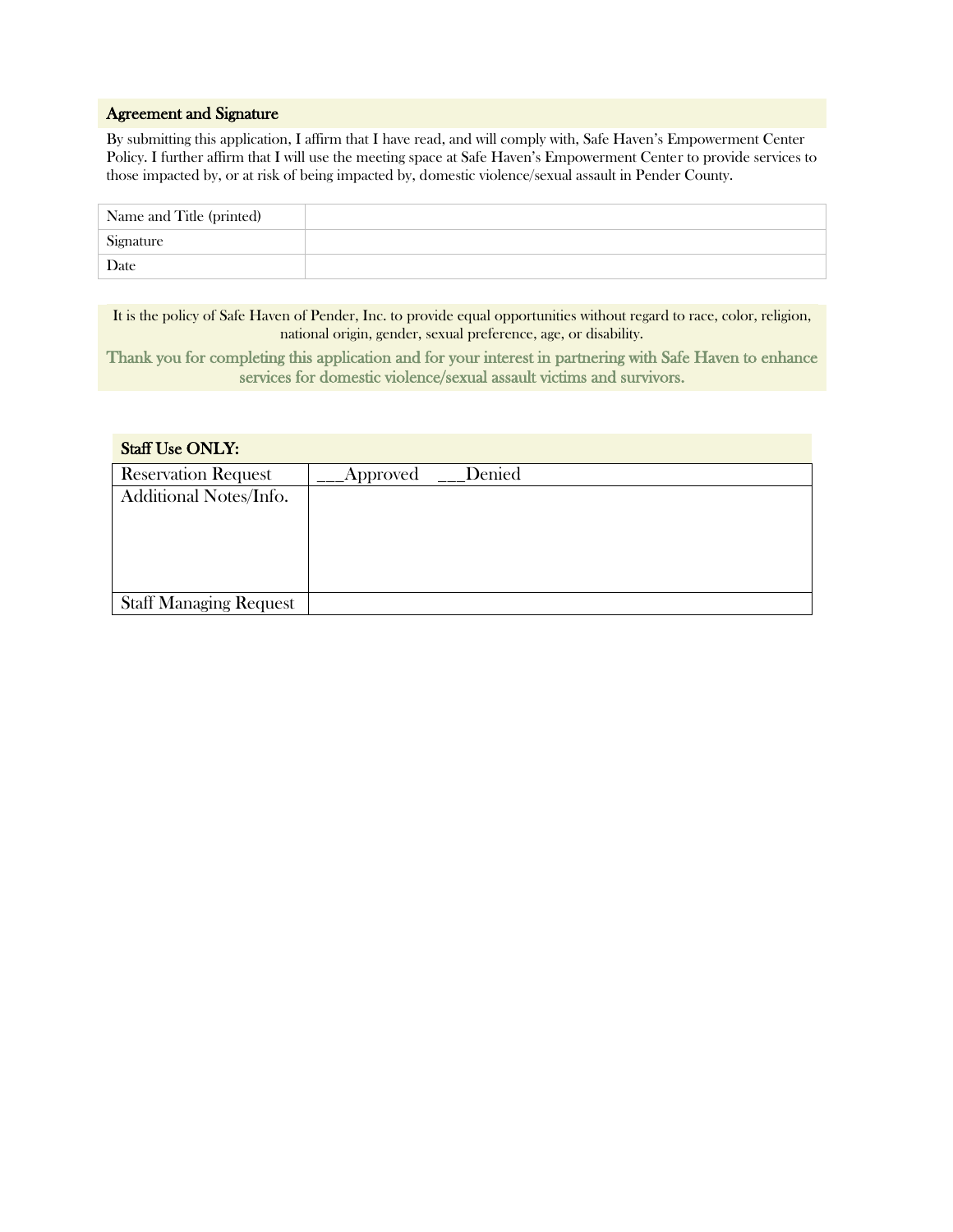## Agreement and Signature

By submitting this application, I affirm that I have read, and will comply with, Safe Haven's Empowerment Center Policy. I further affirm that I will use the meeting space at Safe Haven's Empowerment Center to provide services to those impacted by, or at risk of being impacted by, domestic violence/sexual assault in Pender County.

| | |
|---|---|
| Name and Title (printed) | |
| Signature | |
| Date | |

It is the policy of Safe Haven of Pender, Inc. to provide equal opportunities without regard to race, color, religion, national origin, gender, sexual preference, age, or disability.

Thank you for completing this application and for your interest in partnering with Safe Haven to enhance services for domestic violence/sexual assault victims and survivors.

## Staff Use ONLY:

| | |
|---|---|
| Reservation Request | ___Approved ___Denied |
| Additional Notes/Info. | |
| Staff Managing Request | |